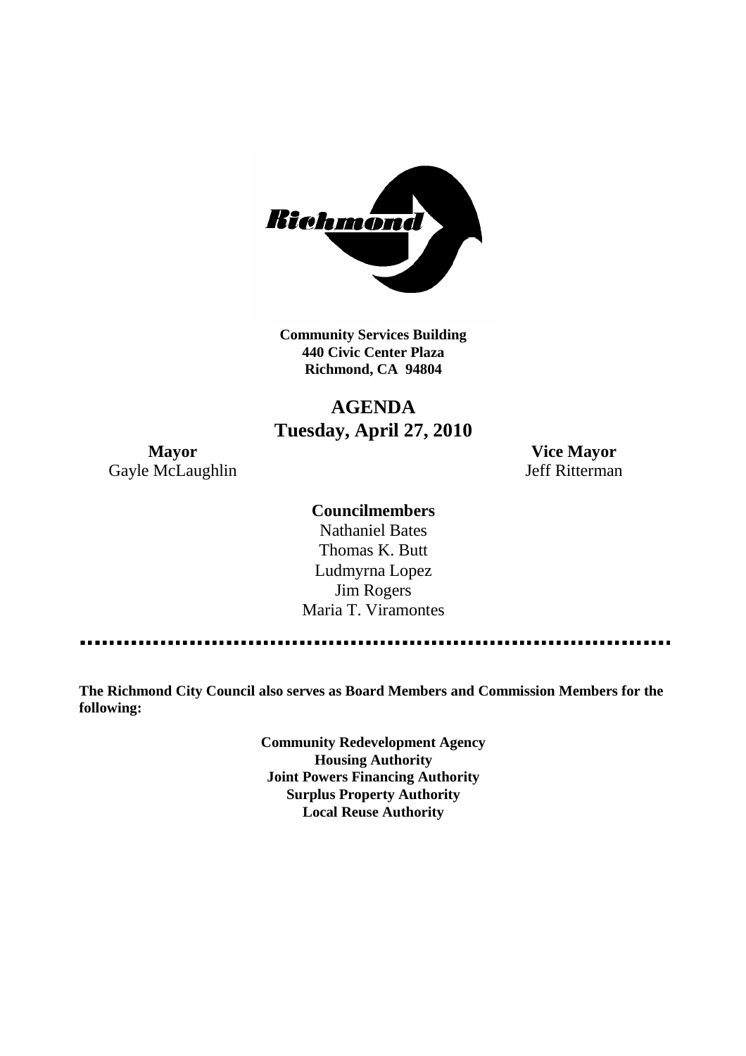Richmond

**Community Services Building**
**440 Civic Center Plaza**
**Richmond, CA 94804**

# AGENDA
## Tuesday, April 27, 2010

**Mayor**
Gayle McLaughlin

**Vice Mayor**
Jeff Ritterman

**Councilmembers**

Nathaniel Bates
Thomas K. Butt
Ludmyrna Lopez
Jim Rogers
Maria T. Viramontes

---

**The Richmond City Council also serves as Board Members and Commission Members for the following:**

**Community Redevelopment Agency**
**Housing Authority**
**Joint Powers Financing Authority**
**Surplus Property Authority**
**Local Reuse Authority**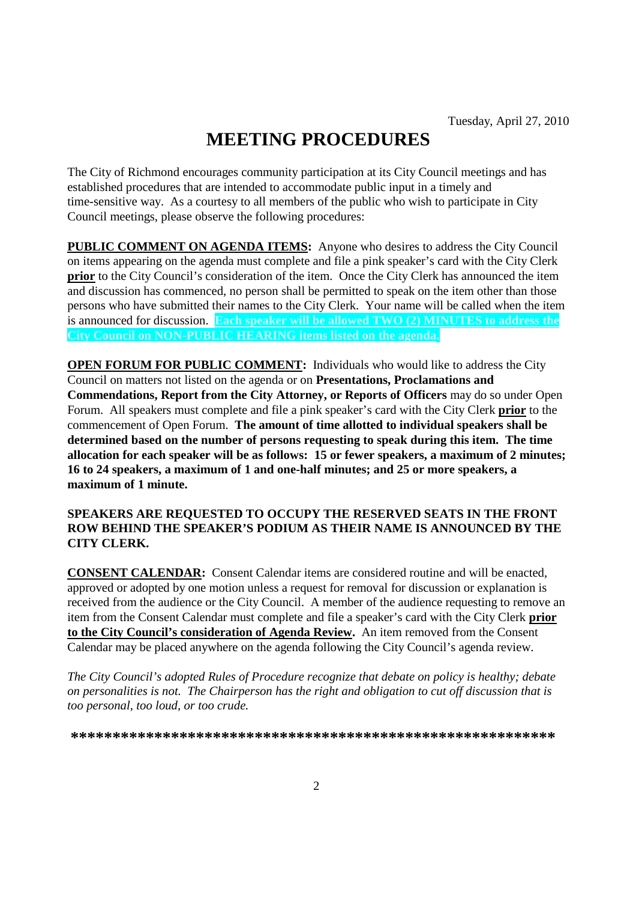Tuesday, April 27, 2010

# MEETING PROCEDURES

The City of Richmond encourages community participation at its City Council meetings and has established procedures that are intended to accommodate public input in a timely and time-sensitive way. As a courtesy to all members of the public who wish to participate in City Council meetings, please observe the following procedures:

**PUBLIC COMMENT ON AGENDA ITEMS:** Anyone who desires to address the City Council on items appearing on the agenda must complete and file a pink speaker's card with the City Clerk **prior** to the City Council's consideration of the item. Once the City Clerk has announced the item and discussion has commenced, no person shall be permitted to speak on the item other than those persons who have submitted their names to the City Clerk. Your name will be called when the item is announced for discussion. **Each speaker will be allowed TWO (2) MINUTES to address the City Council on NON-PUBLIC HEARING items listed on the agenda.**

**OPEN FORUM FOR PUBLIC COMMENT:** Individuals who would like to address the City Council on matters not listed on the agenda or on **Presentations, Proclamations and Commendations, Report from the City Attorney, or Reports of Officers** may do so under Open Forum. All speakers must complete and file a pink speaker's card with the City Clerk **prior** to the commencement of Open Forum. **The amount of time allotted to individual speakers shall be determined based on the number of persons requesting to speak during this item. The time allocation for each speaker will be as follows: 15 or fewer speakers, a maximum of 2 minutes; 16 to 24 speakers, a maximum of 1 and one-half minutes; and 25 or more speakers, a maximum of 1 minute.**

**SPEAKERS ARE REQUESTED TO OCCUPY THE RESERVED SEATS IN THE FRONT ROW BEHIND THE SPEAKER'S PODIUM AS THEIR NAME IS ANNOUNCED BY THE CITY CLERK.**

**CONSENT CALENDAR:** Consent Calendar items are considered routine and will be enacted, approved or adopted by one motion unless a request for removal for discussion or explanation is received from the audience or the City Council. A member of the audience requesting to remove an item from the Consent Calendar must complete and file a speaker's card with the City Clerk **prior to the City Council's consideration of Agenda Review.** An item removed from the Consent Calendar may be placed anywhere on the agenda following the City Council's agenda review.

*The City Council's adopted Rules of Procedure recognize that debate on policy is healthy; debate on personalities is not. The Chairperson has the right and obligation to cut off discussion that is too personal, too loud, or too crude.*

**\*\*\*\*\*\*\*\*\*\*\*\*\*\*\*\*\*\*\*\*\*\*\*\*\*\*\*\*\*\*\*\*\*\*\*\*\*\*\*\*\*\*\*\*\*\*\*\*\*\*\*\*\*\*\*\*\*\***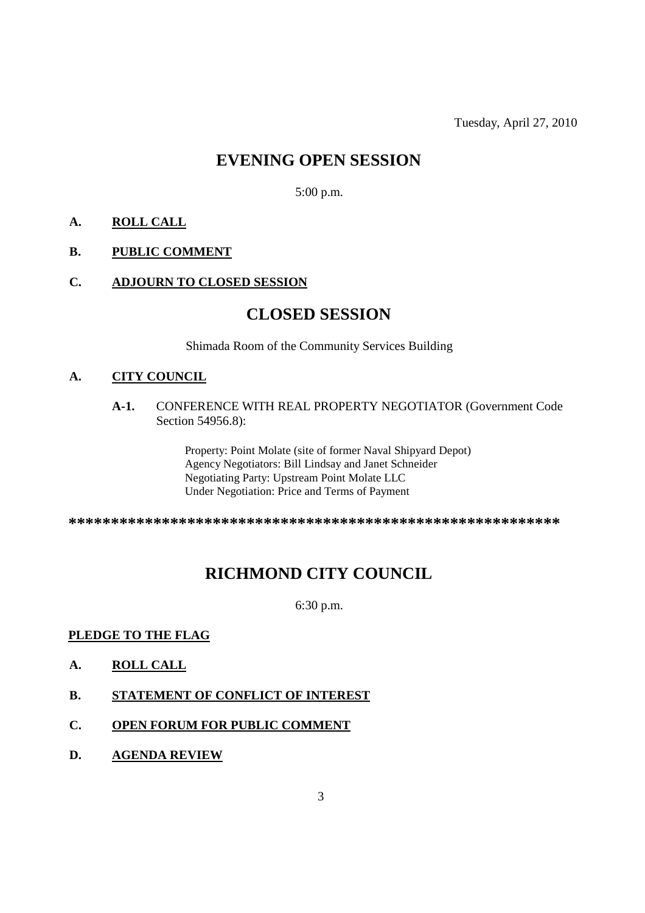Tuesday, April 27, 2010

# EVENING OPEN SESSION

5:00 p.m.

**A. ROLL CALL**

**B. PUBLIC COMMENT**

**C. ADJOURN TO CLOSED SESSION**

# CLOSED SESSION

Shimada Room of the Community Services Building

**A. CITY COUNCIL**

**A-1.** CONFERENCE WITH REAL PROPERTY NEGOTIATOR (Government Code Section 54956.8):

Property: Point Molate (site of former Naval Shipyard Depot)
Agency Negotiators: Bill Lindsay and Janet Schneider
Negotiating Party: Upstream Point Molate LLC
Under Negotiation: Price and Terms of Payment

*************************************************************

# RICHMOND CITY COUNCIL

6:30 p.m.

**PLEDGE TO THE FLAG**

**A. ROLL CALL**

**B. STATEMENT OF CONFLICT OF INTEREST**

**C. OPEN FORUM FOR PUBLIC COMMENT**

**D. AGENDA REVIEW**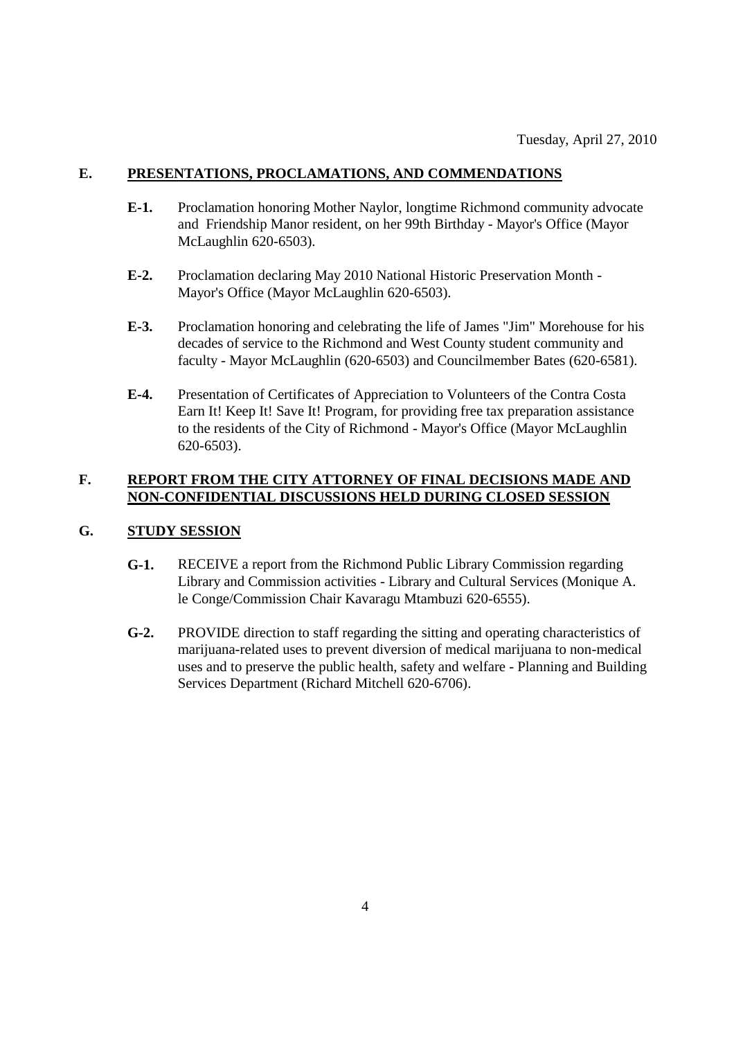Tuesday, April 27, 2010

## E. PRESENTATIONS, PROCLAMATIONS, AND COMMENDATIONS

**E-1.** Proclamation honoring Mother Naylor, longtime Richmond community advocate and Friendship Manor resident, on her 99th Birthday - Mayor's Office (Mayor McLaughlin 620-6503).

**E-2.** Proclamation declaring May 2010 National Historic Preservation Month - Mayor's Office (Mayor McLaughlin 620-6503).

**E-3.** Proclamation honoring and celebrating the life of James "Jim" Morehouse for his decades of service to the Richmond and West County student community and faculty - Mayor McLaughlin (620-6503) and Councilmember Bates (620-6581).

**E-4.** Presentation of Certificates of Appreciation to Volunteers of the Contra Costa Earn It! Keep It! Save It! Program, for providing free tax preparation assistance to the residents of the City of Richmond - Mayor's Office (Mayor McLaughlin 620-6503).

## F. REPORT FROM THE CITY ATTORNEY OF FINAL DECISIONS MADE AND NON-CONFIDENTIAL DISCUSSIONS HELD DURING CLOSED SESSION

## G. STUDY SESSION

**G-1.** RECEIVE a report from the Richmond Public Library Commission regarding Library and Commission activities - Library and Cultural Services (Monique A. le Conge/Commission Chair Kavaragu Mtambuzi 620-6555).

**G-2.** PROVIDE direction to staff regarding the sitting and operating characteristics of marijuana-related uses to prevent diversion of medical marijuana to non-medical uses and to preserve the public health, safety and welfare - Planning and Building Services Department (Richard Mitchell 620-6706).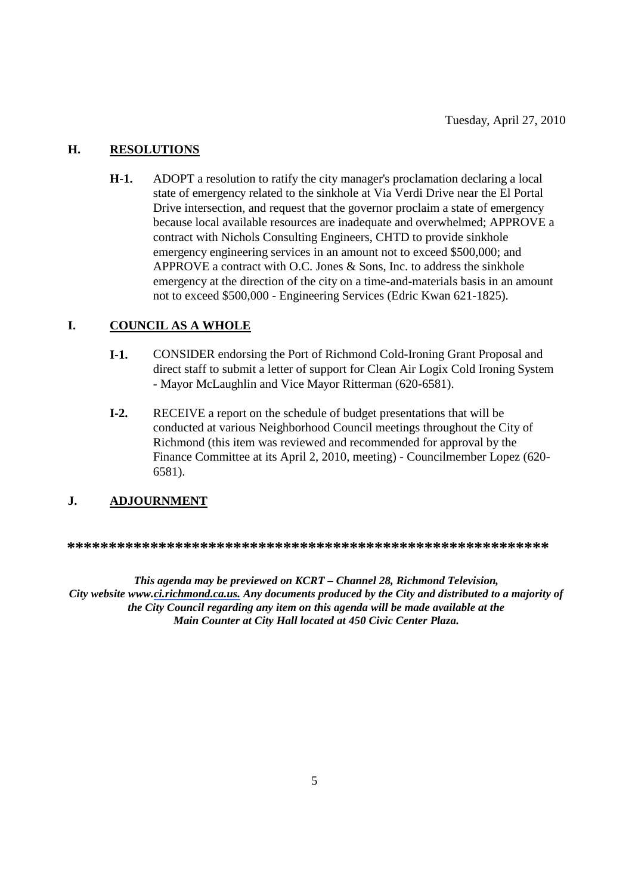## H. RESOLUTIONS

**H-1.** ADOPT a resolution to ratify the city manager's proclamation declaring a local state of emergency related to the sinkhole at Via Verdi Drive near the El Portal Drive intersection, and request that the governor proclaim a state of emergency because local available resources are inadequate and overwhelmed; APPROVE a contract with Nichols Consulting Engineers, CHTD to provide sinkhole emergency engineering services in an amount not to exceed $500,000; and APPROVE a contract with O.C. Jones & Sons, Inc. to address the sinkhole emergency at the direction of the city on a time-and-materials basis in an amount not to exceed $500,000 - Engineering Services (Edric Kwan 621-1825).

## I. COUNCIL AS A WHOLE

**I-1.** CONSIDER endorsing the Port of Richmond Cold-Ironing Grant Proposal and direct staff to submit a letter of support for Clean Air Logix Cold Ironing System - Mayor McLaughlin and Vice Mayor Ritterman (620-6581).

**I-2.** RECEIVE a report on the schedule of budget presentations that will be conducted at various Neighborhood Council meetings throughout the City of Richmond (this item was reviewed and recommended for approval by the Finance Committee at its April 2, 2010, meeting) - Councilmember Lopez (620-6581).

## J. ADJOURNMENT

**************************************************************

***This agenda may be previewed on KCRT – Channel 28, Richmond Television, City website www.ci.richmond.ca.us. Any documents produced by the City and distributed to a majority of the City Council regarding any item on this agenda will be made available at the Main Counter at City Hall located at 450 Civic Center Plaza.***